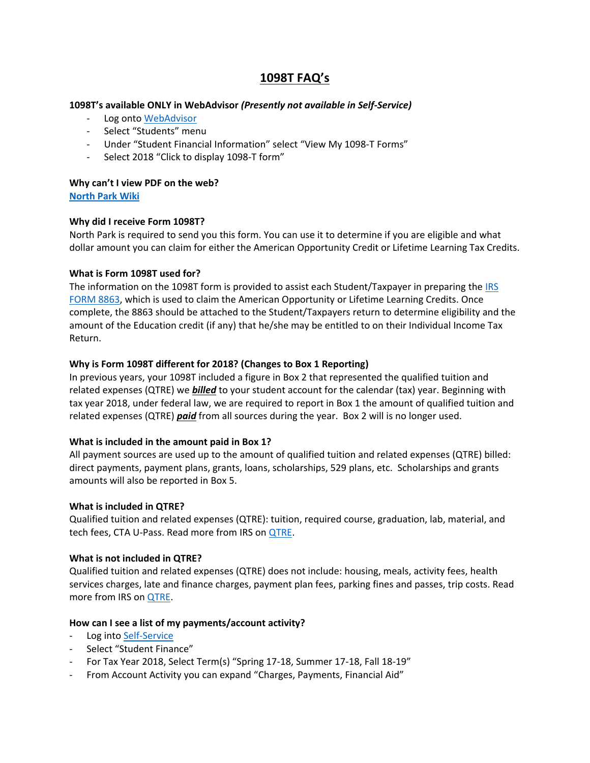# 1098T FAQ's

**1098T's available ONLY in WebAdvisor *(Presently not available in Self-Service)***

- Log onto [WebAdvisor]
- Select "Students" menu
- Under "Student Financial Information" select "View My 1098-T Forms"
- Select 2018 "Click to display 1098-T form"

**Why can't I view PDF on the web?**

**[North Park Wiki]**

**Why did I receive Form 1098T?**

North Park is required to send you this form. You can use it to determine if you are eligible and what dollar amount you can claim for either the American Opportunity Credit or Lifetime Learning Tax Credits.

**What is Form 1098T used for?**

The information on the 1098T form is provided to assist each Student/Taxpayer in preparing the [IRS FORM 8863], which is used to claim the American Opportunity or Lifetime Learning Credits. Once complete, the 8863 should be attached to the Student/Taxpayers return to determine eligibility and the amount of the Education credit (if any) that he/she may be entitled to on their Individual Income Tax Return.

**Why is Form 1098T different for 2018? (Changes to Box 1 Reporting)**

In previous years, your 1098T included a figure in Box 2 that represented the qualified tuition and related expenses (QTRE) we ***billed*** to your student account for the calendar (tax) year. Beginning with tax year 2018, under federal law, we are required to report in Box 1 the amount of qualified tuition and related expenses (QTRE) ***paid*** from all sources during the year. Box 2 will is no longer used.

**What is included in the amount paid in Box 1?**

All payment sources are used up to the amount of qualified tuition and related expenses (QTRE) billed: direct payments, payment plans, grants, loans, scholarships, 529 plans, etc. Scholarships and grants amounts will also be reported in Box 5.

**What is included in QTRE?**

Qualified tuition and related expenses (QTRE): tuition, required course, graduation, lab, material, and tech fees, CTA U-Pass. Read more from IRS on [QTRE].

**What is not included in QTRE?**

Qualified tuition and related expenses (QTRE) does not include: housing, meals, activity fees, health services charges, late and finance charges, payment plan fees, parking fines and passes, trip costs. Read more from IRS on [QTRE].

**How can I see a list of my payments/account activity?**

- Log into [Self-Service]
- Select "Student Finance"
- For Tax Year 2018, Select Term(s) "Spring 17-18, Summer 17-18, Fall 18-19"
- From Account Activity you can expand "Charges, Payments, Financial Aid"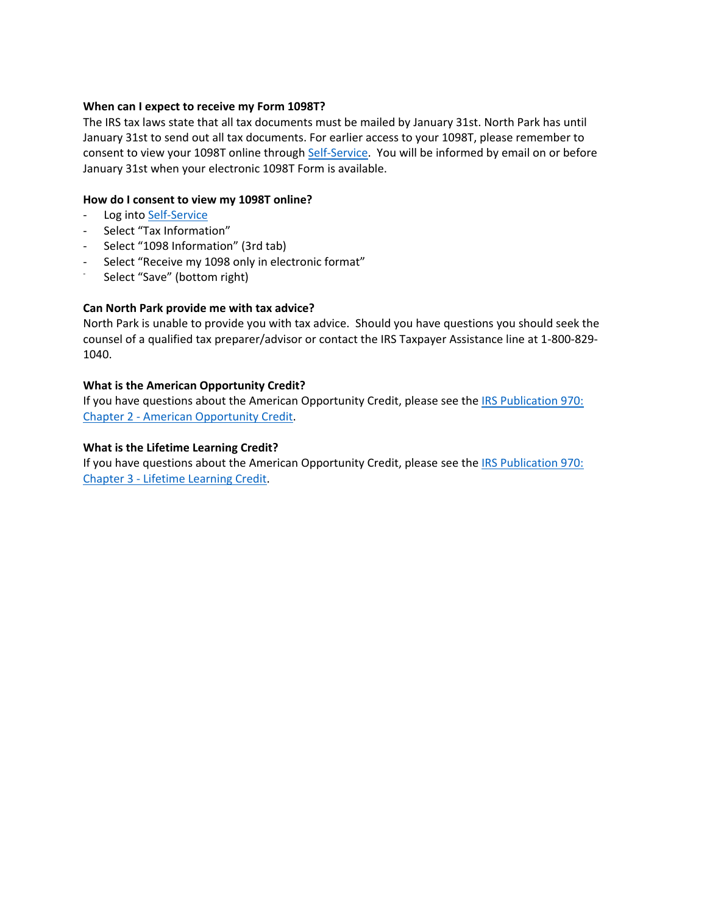**When can I expect to receive my Form 1098T?**

The IRS tax laws state that all tax documents must be mailed by January 31st. North Park has until January 31st to send out all tax documents. For earlier access to your 1098T, please remember to consent to view your 1098T online through Self-Service. You will be informed by email on or before January 31st when your electronic 1098T Form is available.

**How do I consent to view my 1098T online?**

- Log into Self-Service
- Select "Tax Information"
- Select "1098 Information" (3rd tab)
- Select "Receive my 1098 only in electronic format"
- Select "Save" (bottom right)

**Can North Park provide me with tax advice?**

North Park is unable to provide you with tax advice. Should you have questions you should seek the counsel of a qualified tax preparer/advisor or contact the IRS Taxpayer Assistance line at 1-800-829-1040.

**What is the American Opportunity Credit?**

If you have questions about the American Opportunity Credit, please see the IRS Publication 970: Chapter 2 - American Opportunity Credit.

**What is the Lifetime Learning Credit?**

If you have questions about the American Opportunity Credit, please see the IRS Publication 970: Chapter 3 - Lifetime Learning Credit.